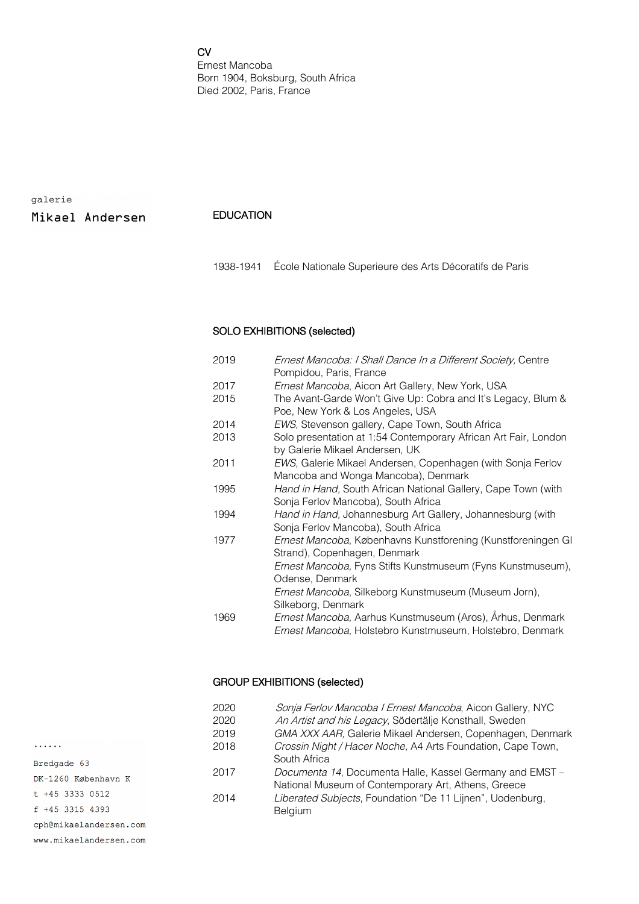# CV

Ernest Mancoba
Born 1904, Boksburg, South Africa
Died 2002, Paris, France

galerie
Mikael Andersen

## EDUCATION

1938-1941 École Nationale Superieure des Arts Décoratifs de Paris

## SOLO EXHIBITIONS (selected)

| | |
|---|---|
| 2019 | *Ernest Mancoba: I Shall Dance In a Different Society,* Centre Pompidou, Paris, France |
| 2017 | *Ernest Mancoba*, Aicon Art Gallery, New York, USA |
| 2015 | The Avant-Garde Won't Give Up: Cobra and It's Legacy, Blum & Poe, New York & Los Angeles, USA |
| 2014 | *EWS,* Stevenson gallery, Cape Town, South Africa |
| 2013 | Solo presentation at 1:54 Contemporary African Art Fair, London by Galerie Mikael Andersen, UK |
| 2011 | *EWS,* Galerie Mikael Andersen, Copenhagen (with Sonja Ferlov Mancoba and Wonga Mancoba), Denmark |
| 1995 | *Hand in Hand,* South African National Gallery, Cape Town (with Sonja Ferlov Mancoba), South Africa |
| 1994 | *Hand in Hand,* Johannesburg Art Gallery, Johannesburg (with Sonja Ferlov Mancoba), South Africa |
| 1977 | *Ernest Mancoba*, Københavns Kunstforening (Kunstforeningen Gl Strand), Copenhagen, Denmark |
| | *Ernest Mancoba,* Fyns Stifts Kunstmuseum (Fyns Kunstmuseum), Odense, Denmark |
| | *Ernest Mancoba*, Silkeborg Kunstmuseum (Museum Jorn), Silkeborg, Denmark |
| 1969 | *Ernest Mancoba,* Aarhus Kunstmuseum (Aros), Århus, Denmark |
| | *Ernest Mancoba,* Holstebro Kunstmuseum, Holstebro, Denmark |

## GROUP EXHIBITIONS (selected)

| | |
|---|---|
| 2020 | *Sonja Ferlov Mancoba I Ernest Mancoba*, Aicon Gallery, NYC |
| 2020 | *An Artist and his Legacy*, Södertälje Konsthall, Sweden |
| 2019 | *GMA XXX AAR,* Galerie Mikael Andersen, Copenhagen, Denmark |
| 2018 | *Crossin Night / Hacer Noche,* A4 Arts Foundation, Cape Town, South Africa |
| 2017 | *Documenta 14*, Documenta Halle, Kassel Germany and EMST – National Museum of Contemporary Art, Athens, Greece |
| 2014 | *Liberated Subjects*, Foundation "De 11 Lijnen", Uodenburg, Belgium |

......
Bredgade 63
DK-1260 København K
t +45 3333 0512
f +45 3315 4393
cph@mikaelandersen.com
www.mikaelandersen.com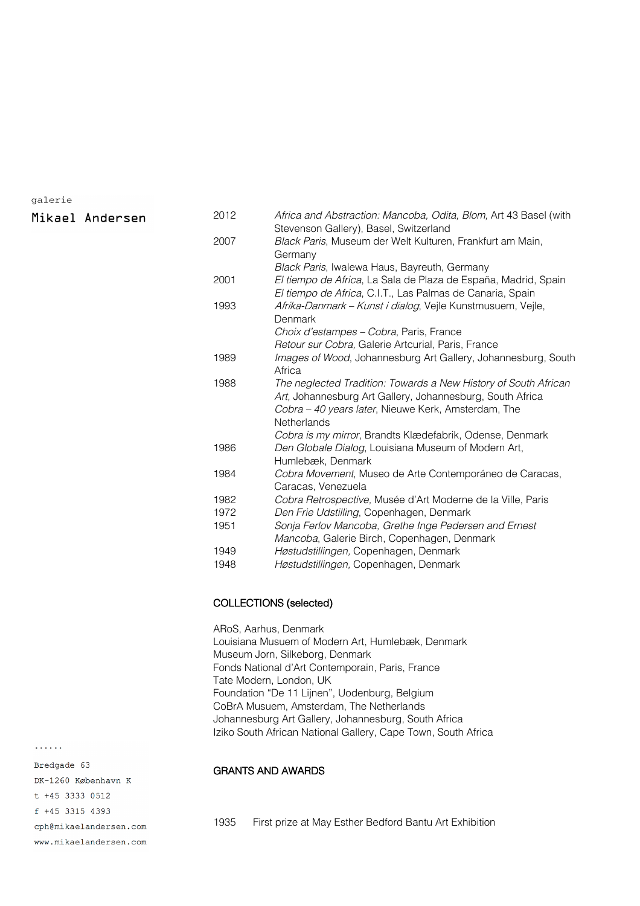2012 *Africa and Abstraction: Mancoba, Odita, Blom,* Art 43 Basel (with Stevenson Gallery), Basel, Switzerland

2007 *Black Paris*, Museum der Welt Kulturen, Frankfurt am Main, Germany
*Black Paris*, Iwalewa Haus, Bayreuth, Germany

2001 *El tiempo de Africa*, La Sala de Plaza de España, Madrid, Spain
*El tiempo de Africa*, C.I.T., Las Palmas de Canaria, Spain

1993 *Afrika-Danmark – Kunst i dialog*, Vejle Kunstmusuem, Vejle, Denmark
*Choix d'estampes – Cobra*, Paris, France
*Retour sur Cobra,* Galerie Artcurial, Paris, France

1989 *Images of Wood*, Johannesburg Art Gallery, Johannesburg, South Africa

1988 *The neglected Tradition: Towards a New History of South African Art,* Johannesburg Art Gallery, Johannesburg, South Africa
*Cobra – 40 years later*, Nieuwe Kerk, Amsterdam, The Netherlands
*Cobra is my mirror*, Brandts Klædefabrik, Odense, Denmark

1986 *Den Globale Dialog*, Louisiana Museum of Modern Art, Humlebæk, Denmark

1984 *Cobra Movement*, Museo de Arte Contemporáneo de Caracas, Caracas, Venezuela

1982 *Cobra Retrospective,* Musée d'Art Moderne de la Ville, Paris

1972 *Den Frie Udstilling*, Copenhagen, Denmark

1951 *Sonja Ferlov Mancoba, Grethe Inge Pedersen and Ernest Mancoba*, Galerie Birch, Copenhagen, Denmark

1949 *Høstudstillingen,* Copenhagen, Denmark

1948 *Høstudstillingen,* Copenhagen, Denmark

## COLLECTIONS (selected)

ARoS, Aarhus, Denmark
Louisiana Musuem of Modern Art, Humlebæk, Denmark
Museum Jorn, Silkeborg, Denmark
Fonds National d'Art Contemporain, Paris, France
Tate Modern, London, UK
Foundation "De 11 Lijnen", Uodenburg, Belgium
CoBrA Musuem, Amsterdam, The Netherlands
Johannesburg Art Gallery, Johannesburg, South Africa
Iziko South African National Gallery, Cape Town, South Africa

## GRANTS AND AWARDS

1935 First prize at May Esther Bedford Bantu Art Exhibition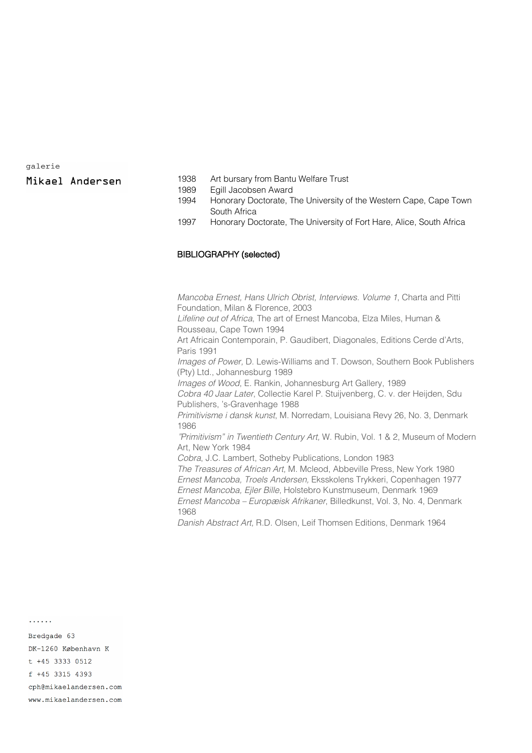galerie

Mikael Andersen

1938 Art bursary from Bantu Welfare Trust
1989 Egill Jacobsen Award
1994 Honorary Doctorate, The University of the Western Cape, Cape Town South Africa
1997 Honorary Doctorate, The University of Fort Hare, Alice, South Africa

## BIBLIOGRAPHY (selected)

*Mancoba Ernest, Hans Ulrich Obrist, Interviews. Volume 1*, Charta and Pitti Foundation, Milan & Florence, 2003
*Lifeline out of Africa*, The art of Ernest Mancoba, Elza Miles, Human & Rousseau, Cape Town 1994
Art Africain Contemporain, P. Gaudibert, Diagonales, Editions Cerde d'Arts, Paris 1991
*Images of Power,* D. Lewis-Williams and T. Dowson, Southern Book Publishers (Pty) Ltd., Johannesburg 1989
*Images of Wood*, E. Rankin, Johannesburg Art Gallery, 1989
*Cobra 40 Jaar Later*, Collectie Karel P. Stuijvenberg, C. v. der Heijden, Sdu Publishers, 's-Gravenhage 1988
*Primitivisme i dansk kunst*, M. Norredam, Louisiana Revy 26, No. 3, Denmark 1986
*"Primitivism" in Twentieth Century Art,* W. Rubin, Vol. 1 & 2, Museum of Modern Art, New York 1984
*Cobra*, J.C. Lambert, Sotheby Publications, London 1983
*The Treasures of African Art,* M. Mcleod, Abbeville Press, New York 1980
*Ernest Mancoba, Troels Andersen,* Eksskolens Trykkeri, Copenhagen 1977
*Ernest Mancoba, Ejler Bille*, Holstebro Kunstmuseum, Denmark 1969
*Ernest Mancoba – Europæisk Afrikaner*, Billedkunst, Vol. 3, No. 4, Denmark 1968
*Danish Abstract Art,* R.D. Olsen, Leif Thomsen Editions, Denmark 1964

......
Bredgade 63
DK-1260 København K
t +45 3333 0512
f +45 3315 4393
cph@mikaelandersen.com
www.mikaelandersen.com